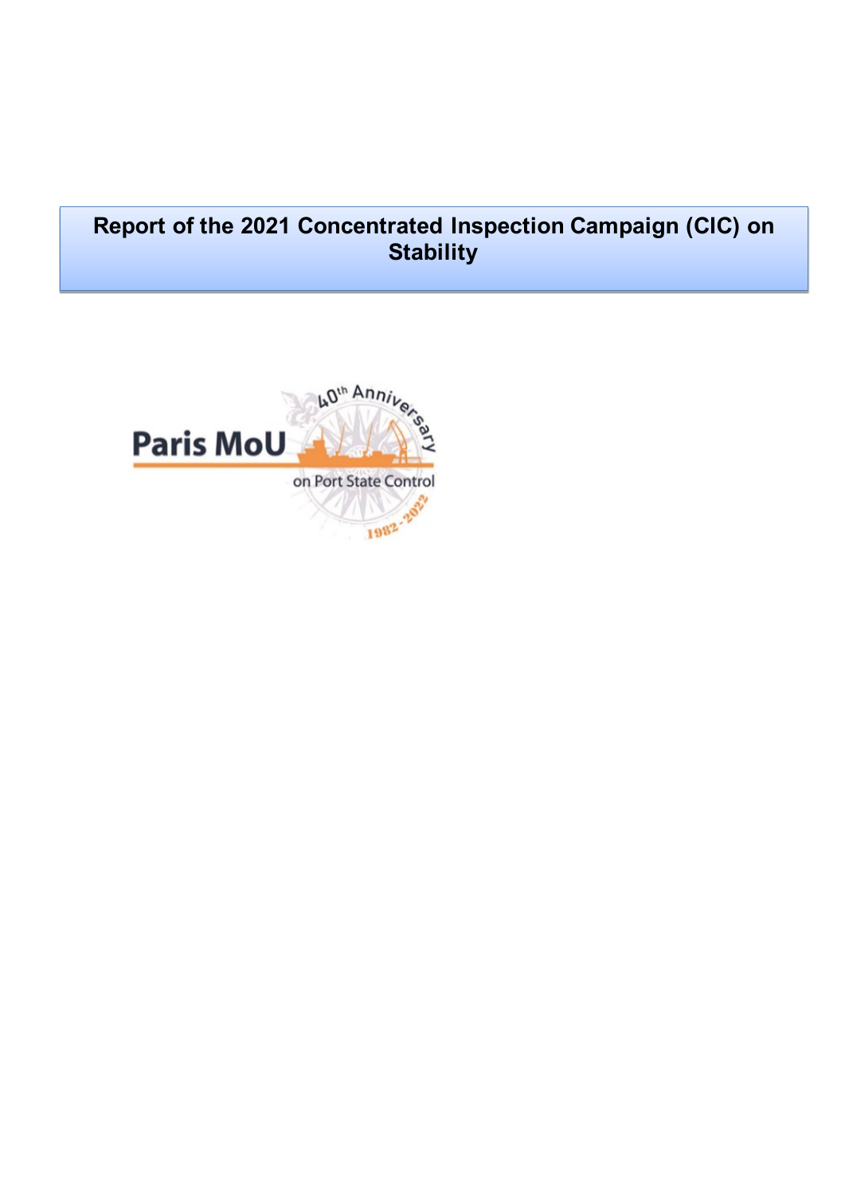# Report of the 2021 Concentrated Inspection Campaign (CIC) on Stability

Paris MoU

40th Anniversary

on Port State Control

1982-2022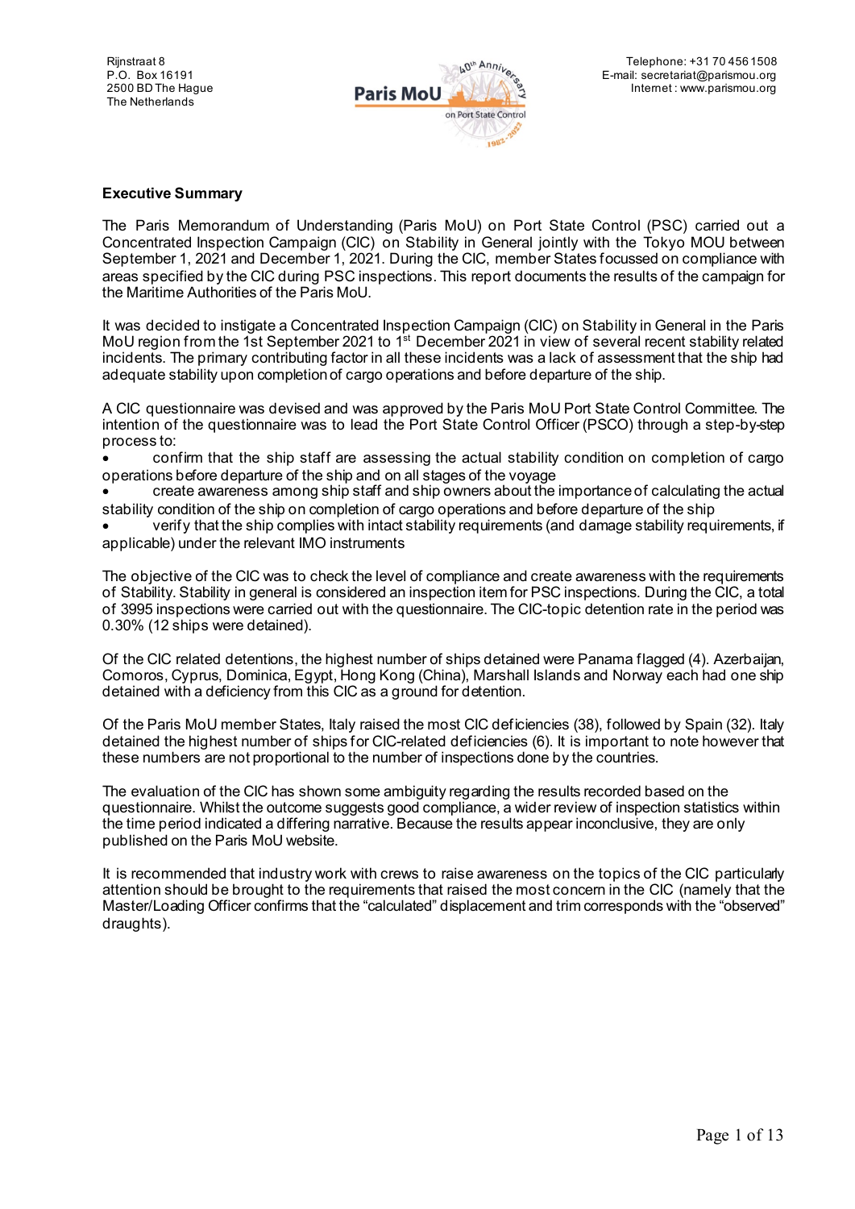## Executive Summary

The Paris Memorandum of Understanding (Paris MoU) on Port State Control (PSC) carried out a Concentrated Inspection Campaign (CIC) on Stability in General jointly with the Tokyo MOU between September 1, 2021 and December 1, 2021. During the CIC, member States focussed on compliance with areas specified by the CIC during PSC inspections. This report documents the results of the campaign for the Maritime Authorities of the Paris MoU.

It was decided to instigate a Concentrated Inspection Campaign (CIC) on Stability in General in the Paris MoU region from the 1st September 2021 to 1st December 2021 in view of several recent stability related incidents. The primary contributing factor in all these incidents was a lack of assessment that the ship had adequate stability upon completion of cargo operations and before departure of the ship.

A CIC questionnaire was devised and was approved by the Paris MoU Port State Control Committee. The intention of the questionnaire was to lead the Port State Control Officer (PSCO) through a step-by-step process to:

- confirm that the ship staff are assessing the actual stability condition on completion of cargo operations before departure of the ship and on all stages of the voyage
- create awareness among ship staff and ship owners about the importance of calculating the actual stability condition of the ship on completion of cargo operations and before departure of the ship
- verify that the ship complies with intact stability requirements (and damage stability requirements, if applicable) under the relevant IMO instruments

The objective of the CIC was to check the level of compliance and create awareness with the requirements of Stability. Stability in general is considered an inspection item for PSC inspections. During the CIC, a total of 3995 inspections were carried out with the questionnaire. The CIC-topic detention rate in the period was 0.30% (12 ships were detained).

Of the CIC related detentions, the highest number of ships detained were Panama flagged (4). Azerbaijan, Comoros, Cyprus, Dominica, Egypt, Hong Kong (China), Marshall Islands and Norway each had one ship detained with a deficiency from this CIC as a ground for detention.

Of the Paris MoU member States, Italy raised the most CIC deficiencies (38), followed by Spain (32). Italy detained the highest number of ships for CIC-related deficiencies (6). It is important to note however that these numbers are not proportional to the number of inspections done by the countries.

The evaluation of the CIC has shown some ambiguity regarding the results recorded based on the questionnaire. Whilst the outcome suggests good compliance, a wider review of inspection statistics within the time period indicated a differing narrative. Because the results appear inconclusive, they are only published on the Paris MoU website.

It is recommended that industry work with crews to raise awareness on the topics of the CIC particularly attention should be brought to the requirements that raised the most concern in the CIC (namely that the Master/Loading Officer confirms that the "calculated" displacement and trim corresponds with the "observed" draughts).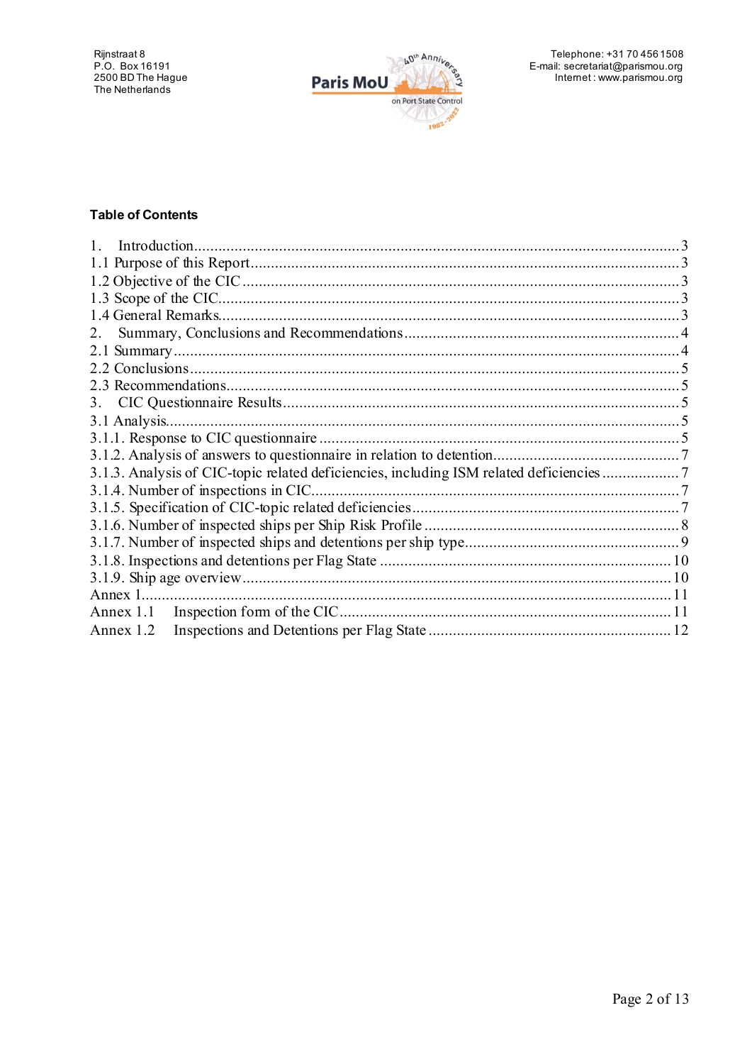## Table of Contents

| | |
|---|---|
| 1. Introduction | 3 |
| 1.1 Purpose of this Report | 3 |
| 1.2 Objective of the CIC | 3 |
| 1.3 Scope of the CIC | 3 |
| 1.4 General Remarks | 3 |
| 2. Summary, Conclusions and Recommendations | 4 |
| 2.1 Summary | 4 |
| 2.2 Conclusions | 5 |
| 2.3 Recommendations | 5 |
| 3. CIC Questionnaire Results | 5 |
| 3.1 Analysis | 5 |
| 3.1.1. Response to CIC questionnaire | 5 |
| 3.1.2. Analysis of answers to questionnaire in relation to detention | 7 |
| 3.1.3. Analysis of CIC-topic related deficiencies, including ISM related deficiencies | 7 |
| 3.1.4. Number of inspections in CIC | 7 |
| 3.1.5. Specification of CIC-topic related deficiencies | 7 |
| 3.1.6. Number of inspected ships per Ship Risk Profile | 8 |
| 3.1.7. Number of inspected ships and detentions per ship type | 9 |
| 3.1.8. Inspections and detentions per Flag State | 10 |
| 3.1.9. Ship age overview | 10 |
| Annex 1 | 11 |
| Annex 1.1 Inspection form of the CIC | 11 |
| Annex 1.2 Inspections and Detentions per Flag State | 12 |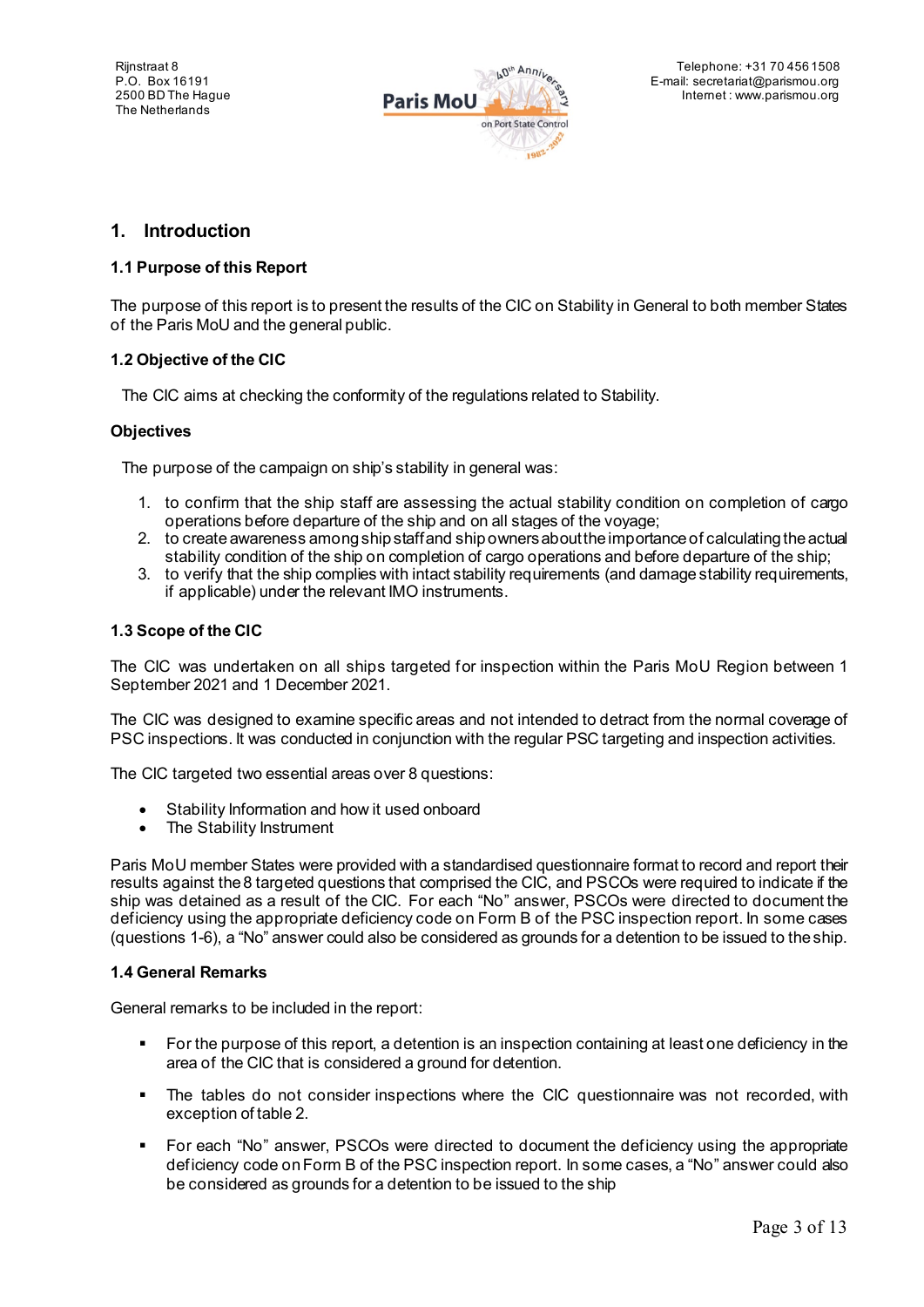## 1. Introduction

### 1.1 Purpose of this Report

The purpose of this report is to present the results of the CIC on Stability in General to both member States of the Paris MoU and the general public.

### 1.2 Objective of the CIC

The CIC aims at checking the conformity of the regulations related to Stability.

### Objectives

The purpose of the campaign on ship's stability in general was:

1. to confirm that the ship staff are assessing the actual stability condition on completion of cargo operations before departure of the ship and on all stages of the voyage;
2. to create awareness among ship staff and ship owners about the importance of calculating the actual stability condition of the ship on completion of cargo operations and before departure of the ship;
3. to verify that the ship complies with intact stability requirements (and damage stability requirements, if applicable) under the relevant IMO instruments.

### 1.3 Scope of the CIC

The CIC was undertaken on all ships targeted for inspection within the Paris MoU Region between 1 September 2021 and 1 December 2021.

The CIC was designed to examine specific areas and not intended to detract from the normal coverage of PSC inspections. It was conducted in conjunction with the regular PSC targeting and inspection activities.

The CIC targeted two essential areas over 8 questions:

- Stability Information and how it used onboard
- The Stability Instrument

Paris MoU member States were provided with a standardised questionnaire format to record and report their results against the 8 targeted questions that comprised the CIC, and PSCOs were required to indicate if the ship was detained as a result of the CIC. For each "No" answer, PSCOs were directed to document the deficiency using the appropriate deficiency code on Form B of the PSC inspection report. In some cases (questions 1-6), a "No" answer could also be considered as grounds for a detention to be issued to the ship.

### 1.4 General Remarks

General remarks to be included in the report:

- For the purpose of this report, a detention is an inspection containing at least one deficiency in the area of the CIC that is considered a ground for detention.
- The tables do not consider inspections where the CIC questionnaire was not recorded, with exception of table 2.
- For each "No" answer, PSCOs were directed to document the deficiency using the appropriate deficiency code on Form B of the PSC inspection report. In some cases, a "No" answer could also be considered as grounds for a detention to be issued to the ship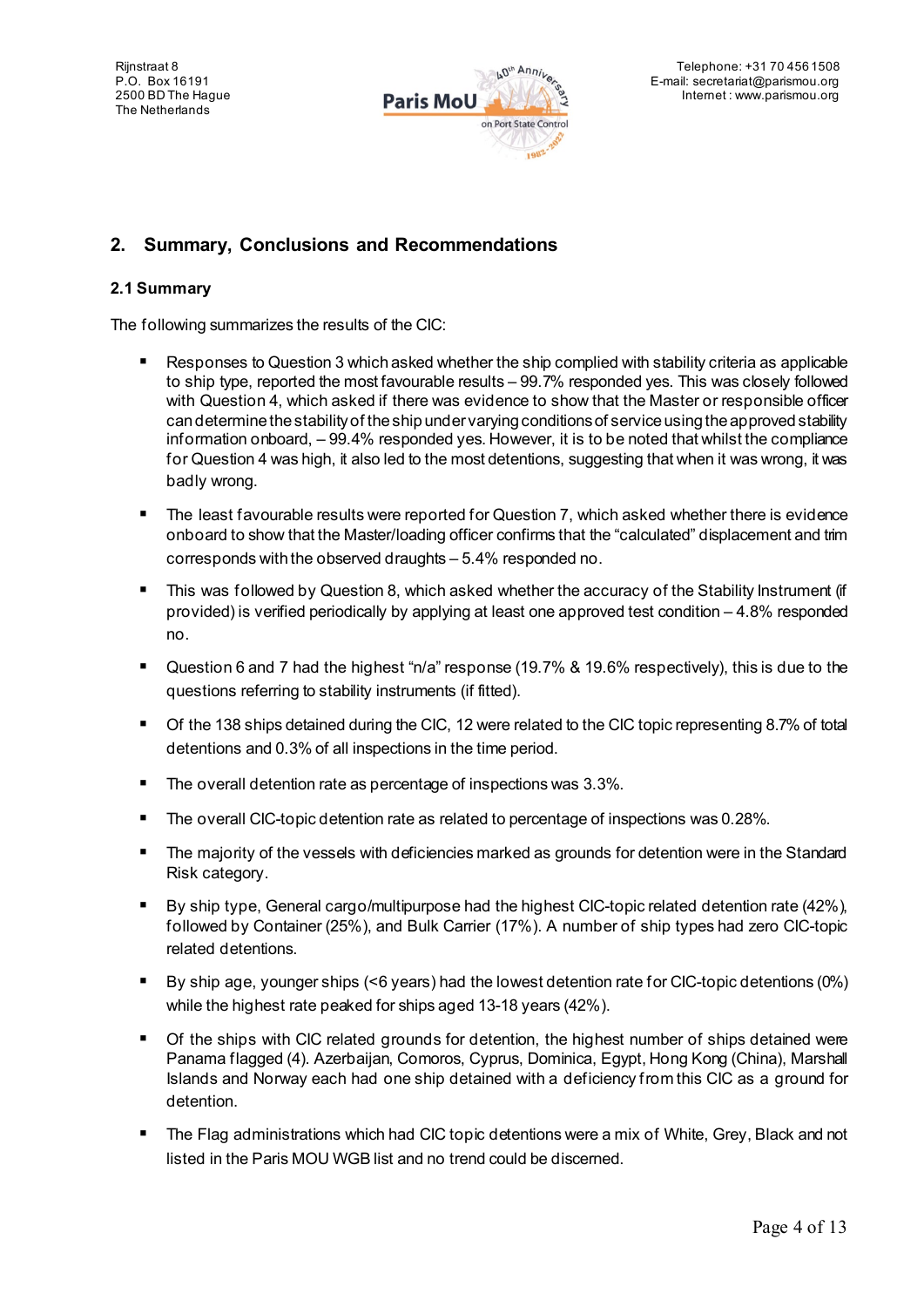## 2. Summary, Conclusions and Recommendations

### 2.1 Summary

The following summarizes the results of the CIC:

- Responses to Question 3 which asked whether the ship complied with stability criteria as applicable to ship type, reported the most favourable results – 99.7% responded yes. This was closely followed with Question 4, which asked if there was evidence to show that the Master or responsible officer can determine the stability of the ship under varying conditions of service using the approved stability information onboard, – 99.4% responded yes. However, it is to be noted that whilst the compliance for Question 4 was high, it also led to the most detentions, suggesting that when it was wrong, it was badly wrong.
- The least favourable results were reported for Question 7, which asked whether there is evidence onboard to show that the Master/loading officer confirms that the “calculated” displacement and trim corresponds with the observed draughts – 5.4% responded no.
- This was followed by Question 8, which asked whether the accuracy of the Stability Instrument (if provided) is verified periodically by applying at least one approved test condition – 4.8% responded no.
- Question 6 and 7 had the highest “n/a” response (19.7% & 19.6% respectively), this is due to the questions referring to stability instruments (if fitted).
- Of the 138 ships detained during the CIC, 12 were related to the CIC topic representing 8.7% of total detentions and 0.3% of all inspections in the time period.
- The overall detention rate as percentage of inspections was 3.3%.
- The overall CIC-topic detention rate as related to percentage of inspections was 0.28%.
- The majority of the vessels with deficiencies marked as grounds for detention were in the Standard Risk category.
- By ship type, General cargo/multipurpose had the highest CIC-topic related detention rate (42%), followed by Container (25%), and Bulk Carrier (17%). A number of ship types had zero CIC-topic related detentions.
- By ship age, younger ships (<6 years) had the lowest detention rate for CIC-topic detentions (0%) while the highest rate peaked for ships aged 13-18 years (42%).
- Of the ships with CIC related grounds for detention, the highest number of ships detained were Panama flagged (4). Azerbaijan, Comoros, Cyprus, Dominica, Egypt, Hong Kong (China), Marshall Islands and Norway each had one ship detained with a deficiency from this CIC as a ground for detention.
- The Flag administrations which had CIC topic detentions were a mix of White, Grey, Black and not listed in the Paris MOU WGB list and no trend could be discerned.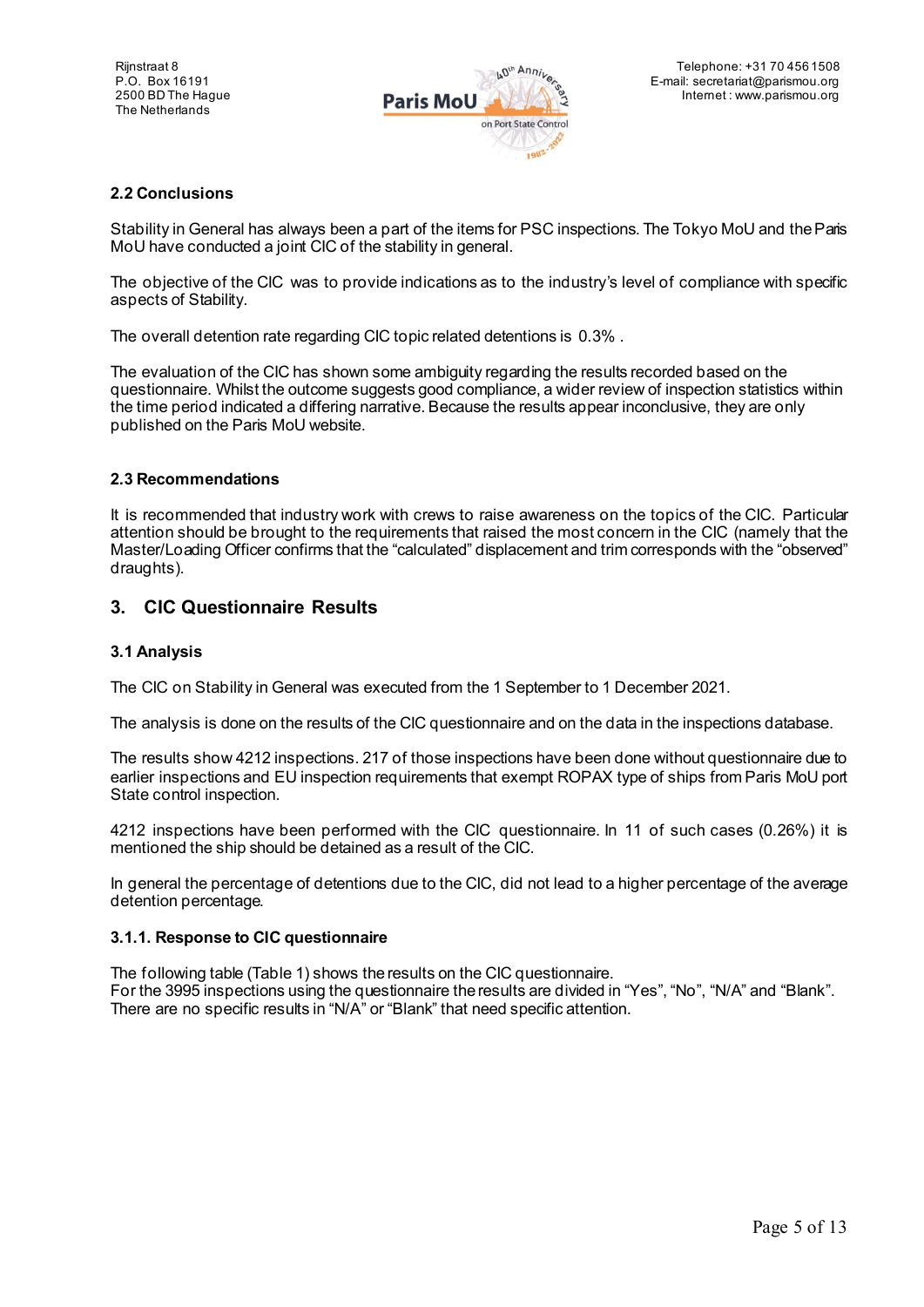### 2.2 Conclusions

Stability in General has always been a part of the items for PSC inspections. The Tokyo MoU and the Paris MoU have conducted a joint CIC of the stability in general.

The objective of the CIC was to provide indications as to the industry's level of compliance with specific aspects of Stability.

The overall detention rate regarding CIC topic related detentions is 0.3% .

The evaluation of the CIC has shown some ambiguity regarding the results recorded based on the questionnaire. Whilst the outcome suggests good compliance, a wider review of inspection statistics within the time period indicated a differing narrative. Because the results appear inconclusive, they are only published on the Paris MoU website.

### 2.3 Recommendations

It is recommended that industry work with crews to raise awareness on the topics of the CIC. Particular attention should be brought to the requirements that raised the most concern in the CIC (namely that the Master/Loading Officer confirms that the "calculated" displacement and trim corresponds with the "observed" draughts).

## 3. CIC Questionnaire Results

### 3.1 Analysis

The CIC on Stability in General was executed from the 1 September to 1 December 2021.

The analysis is done on the results of the CIC questionnaire and on the data in the inspections database.

The results show 4212 inspections. 217 of those inspections have been done without questionnaire due to earlier inspections and EU inspection requirements that exempt ROPAX type of ships from Paris MoU port State control inspection.

4212 inspections have been performed with the CIC questionnaire. In 11 of such cases (0.26%) it is mentioned the ship should be detained as a result of the CIC.

In general the percentage of detentions due to the CIC, did not lead to a higher percentage of the average detention percentage.

#### 3.1.1. Response to CIC questionnaire

The following table (Table 1) shows the results on the CIC questionnaire.
For the 3995 inspections using the questionnaire the results are divided in "Yes", "No", "N/A" and "Blank".
There are no specific results in "N/A" or "Blank" that need specific attention.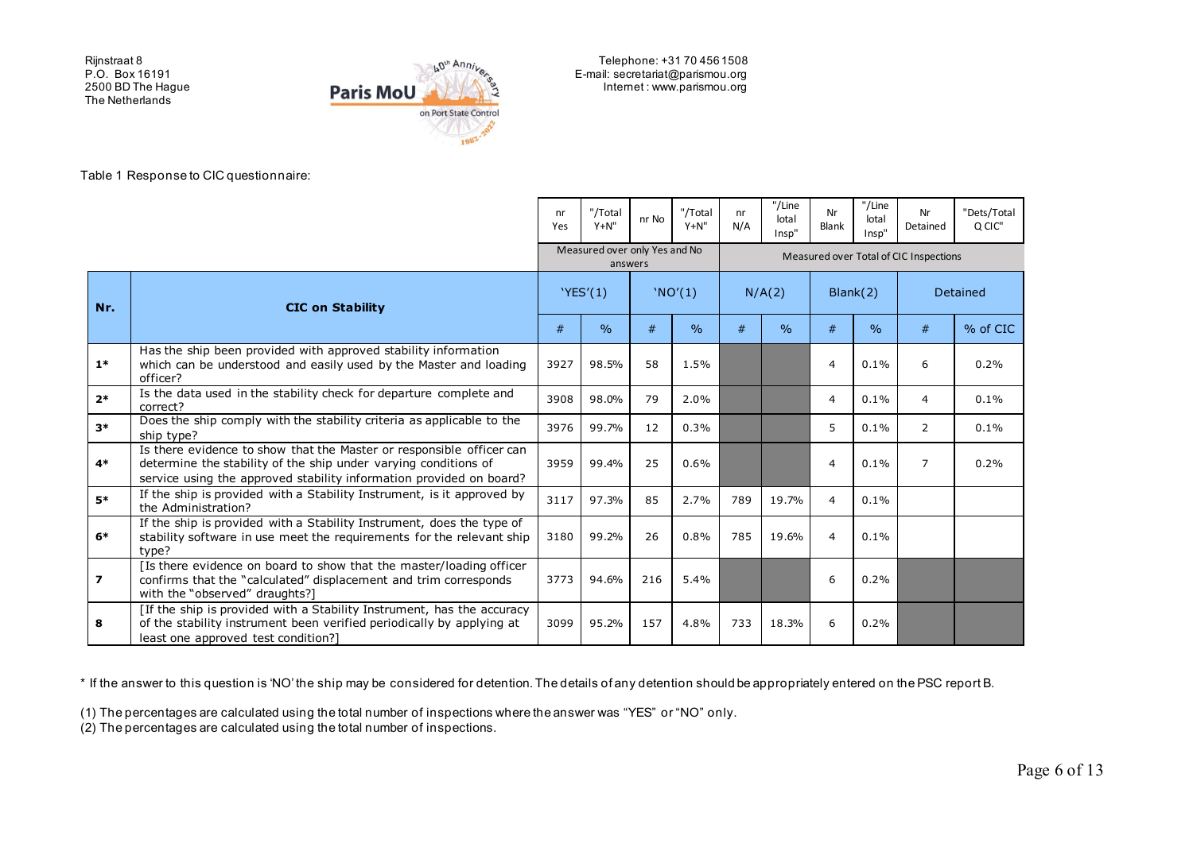Rijnstraat 8
P.O. Box 16191
2500 BD The Hague
The Netherlands

Telephone: +31 70 456 1508
E-mail: secretariat@parismou.org
Internet : www.parismou.org

Table 1 Response to CIC questionnaire:

| | | nr Yes | "/Total Y+N" | nr No | "/Total Y+N" | nr N/A | "/Line lotal Insp" | Nr Blank | "/Line lotal Insp" | Nr Detained | "Dets/Total Q CIC" |
|---|---|---|---|---|---|---|---|---|---|---|---|
| | | Measured over only Yes and No answers | | | | Measured over Total of CIC Inspections | | | | | |
| **Nr.** | **CIC on Stability** | 'YES'(1) | | 'NO'(1) | | N/A(2) | | Blank(2) | | Detained | |
| | | # | % | # | % | # | % | # | % | # | % of CIC |
| **1*** | Has the ship been provided with approved stability information which can be understood and easily used by the Master and loading officer? | 3927 | 98.5% | 58 | 1.5% | | | 4 | 0.1% | 6 | 0.2% |
| **2*** | Is the data used in the stability check for departure complete and correct? | 3908 | 98.0% | 79 | 2.0% | | | 4 | 0.1% | 4 | 0.1% |
| **3*** | Does the ship comply with the stability criteria as applicable to the ship type? | 3976 | 99.7% | 12 | 0.3% | | | 5 | 0.1% | 2 | 0.1% |
| **4*** | Is there evidence to show that the Master or responsible officer can determine the stability of the ship under varying conditions of service using the approved stability information provided on board? | 3959 | 99.4% | 25 | 0.6% | | | 4 | 0.1% | 7 | 0.2% |
| **5*** | If the ship is provided with a Stability Instrument, is it approved by the Administration? | 3117 | 97.3% | 85 | 2.7% | 789 | 19.7% | 4 | 0.1% | | |
| **6*** | If the ship is provided with a Stability Instrument, does the type of stability software in use meet the requirements for the relevant ship type? | 3180 | 99.2% | 26 | 0.8% | 785 | 19.6% | 4 | 0.1% | | |
| **7** | [Is there evidence on board to show that the master/loading officer confirms that the "calculated" displacement and trim corresponds with the "observed" draughts?] | 3773 | 94.6% | 216 | 5.4% | | | 6 | 0.2% | | |
| **8** | [If the ship is provided with a Stability Instrument, has the accuracy of the stability instrument been verified periodically by applying at least one approved test condition?] | 3099 | 95.2% | 157 | 4.8% | 733 | 18.3% | 6 | 0.2% | | |

* If the answer to this question is 'NO' the ship may be considered for detention. The details of any detention should be appropriately entered on the PSC report B.

(1) The percentages are calculated using the total number of inspections where the answer was "YES" or "NO" only.
(2) The percentages are calculated using the total number of inspections.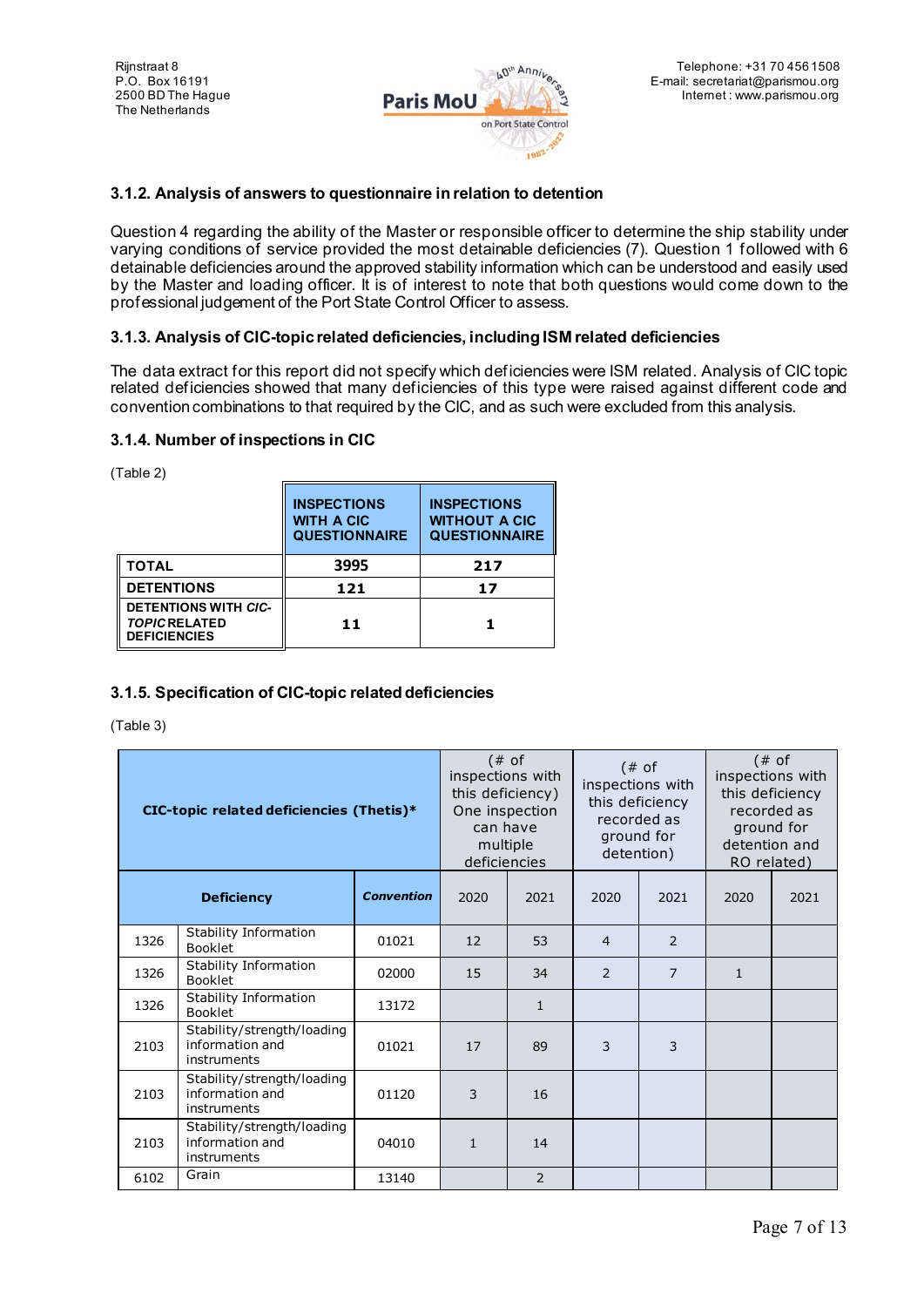### 3.1.2. Analysis of answers to questionnaire in relation to detention

Question 4 regarding the ability of the Master or responsible officer to determine the ship stability under varying conditions of service provided the most detainable deficiencies (7). Question 1 followed with 6 detainable deficiencies around the approved stability information which can be understood and easily used by the Master and loading officer. It is of interest to note that both questions would come down to the professional judgement of the Port State Control Officer to assess.

### 3.1.3. Analysis of CIC-topic related deficiencies, including ISM related deficiencies

The data extract for this report did not specify which deficiencies were ISM related. Analysis of CIC topic related deficiencies showed that many deficiencies of this type were raised against different code and convention combinations to that required by the CIC, and as such were excluded from this analysis.

### 3.1.4. Number of inspections in CIC

(Table 2)

| | INSPECTIONS WITH A CIC QUESTIONNAIRE | INSPECTIONS WITHOUT A CIC QUESTIONNAIRE |
|---|---|---|
| TOTAL | 3995 | 217 |
| DETENTIONS | 121 | 17 |
| DETENTIONS WITH *CIC-TOPIC* RELATED DEFICIENCIES | 11 | 1 |

### 3.1.5. Specification of CIC-topic related deficiencies

(Table 3)

| CIC-topic related deficiencies (Thetis)* | | | (# of inspections with this deficiency) One inspection can have multiple deficiencies | | (# of inspections with this deficiency recorded as ground for detention) | | (# of inspections with this deficiency recorded as ground for detention and RO related) | |
|---|---|---|---|---|---|---|---|---|
| | Deficiency | *Convention* | 2020 | 2021 | 2020 | 2021 | 2020 | 2021 |
| 1326 | Stability Information Booklet | 01021 | 12 | 53 | 4 | 2 | | |
| 1326 | Stability Information Booklet | 02000 | 15 | 34 | 2 | 7 | 1 | |
| 1326 | Stability Information Booklet | 13172 | | 1 | | | | |
| 2103 | Stability/strength/loading information and instruments | 01021 | 17 | 89 | 3 | 3 | | |
| 2103 | Stability/strength/loading information and instruments | 01120 | 3 | 16 | | | | |
| 2103 | Stability/strength/loading information and instruments | 04010 | 1 | 14 | | | | |
| 6102 | Grain | 13140 | | 2 | | | | |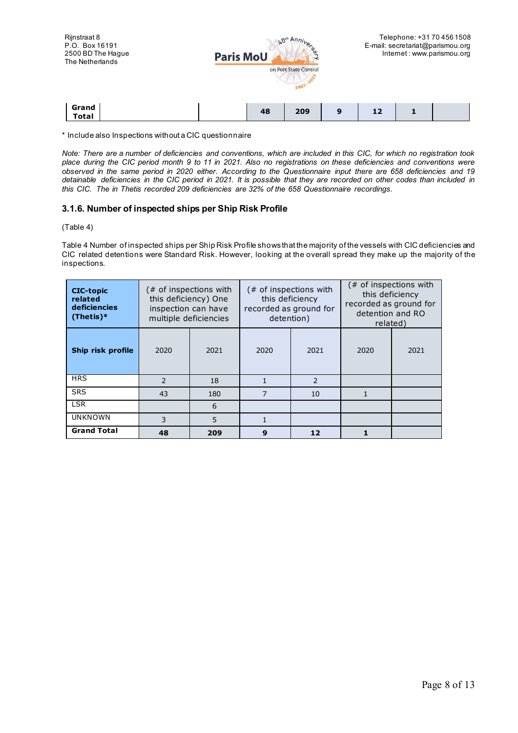| Grand Total | | | 48 | 209 | 9 | 12 | 1 | |
|---|---|---|---|---|---|---|---|---|

\* Include also Inspections without a CIC questionnaire

*Note: There are a number of deficiencies and conventions, which are included in this CIC, for which no registration took place during the CIC period month 9 to 11 in 2021. Also no registrations on these deficiencies and conventions were observed in the same period in 2020 either. According to the Questionnaire input there are 658 deficiencies and 19 detainable deficiencies in the CIC period in 2021. It is possible that they are recorded on other codes than included in this CIC. The in Thetis recorded 209 deficiencies are 32% of the 658 Questionnaire recordings.*

### 3.1.6. Number of inspected ships per Ship Risk Profile

(Table 4)

Table 4 Number of inspected ships per Ship Risk Profile shows that the majority of the vessels with CIC deficiencies and CIC related detentions were Standard Risk. However, looking at the overall spread they make up the majority of the inspections.

| **CIC-topic related deficiencies (Thetis)\*** | (# of inspections with this deficiency) One inspection can have multiple deficiencies | | (# of inspections with this deficiency recorded as ground for detention) | | (# of inspections with this deficiency recorded as ground for detention and RO related) | |
|---|---|---|---|---|---|---|
| **Ship risk profile** | 2020 | 2021 | 2020 | 2021 | 2020 | 2021 |
| HRS | 2 | 18 | 1 | 2 | | |
| SRS | 43 | 180 | 7 | 10 | 1 | |
| LSR | | 6 | | | | |
| UNKNOWN | 3 | 5 | 1 | | | |
| **Grand Total** | **48** | **209** | **9** | **12** | **1** | |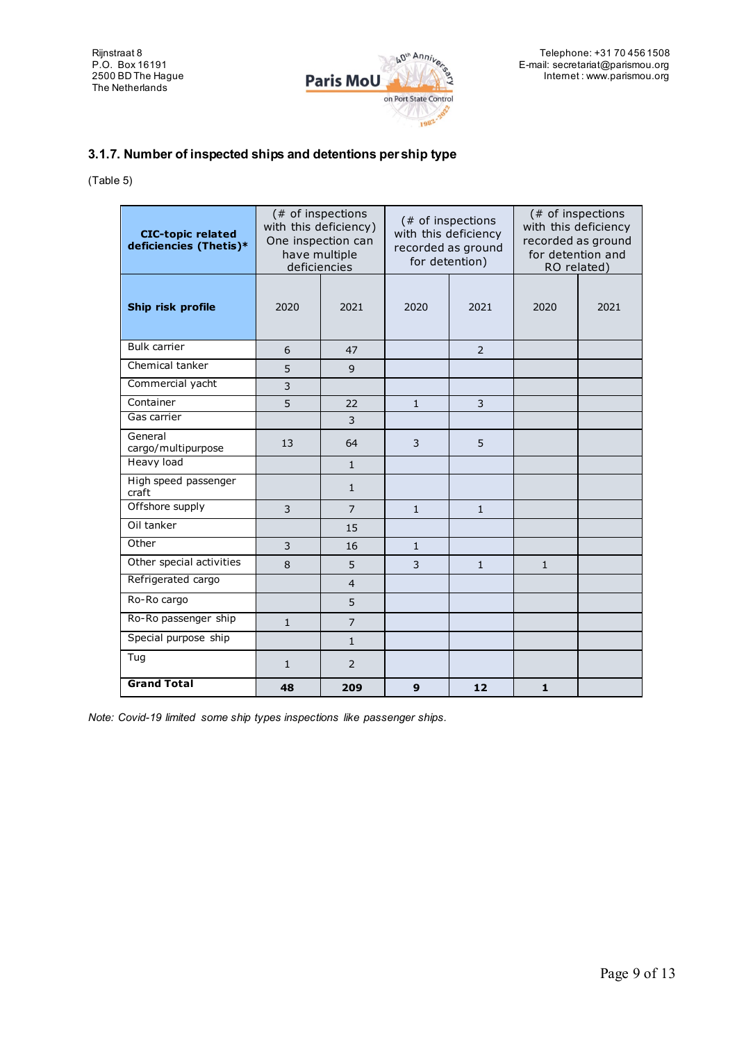Rijnstraat 8
P.O. Box 16191
2500 BD The Hague
The Netherlands

Telephone: +31 70 456 1508
E-mail: secretariat@parismou.org
Internet : www.parismou.org

### 3.1.7. Number of inspected ships and detentions per ship type

(Table 5)

| CIC-topic related deficiencies (Thetis)* | (# of inspections with this deficiency) One inspection can have multiple deficiencies | | (# of inspections with this deficiency recorded as ground for detention) | | (# of inspections with this deficiency recorded as ground for detention and RO related) | |
|---|---|---|---|---|---|---|
| **Ship risk profile** | 2020 | 2021 | 2020 | 2021 | 2020 | 2021 |
| Bulk carrier | 6 | 47 | | 2 | | |
| Chemical tanker | 5 | 9 | | | | |
| Commercial yacht | 3 | | | | | |
| Container | 5 | 22 | 1 | 3 | | |
| Gas carrier | | 3 | | | | |
| General cargo/multipurpose | 13 | 64 | 3 | 5 | | |
| Heavy load | | 1 | | | | |
| High speed passenger craft | | 1 | | | | |
| Offshore supply | 3 | 7 | 1 | 1 | | |
| Oil tanker | | 15 | | | | |
| Other | 3 | 16 | 1 | | | |
| Other special activities | 8 | 5 | 3 | 1 | 1 | |
| Refrigerated cargo | | 4 | | | | |
| Ro-Ro cargo | | 5 | | | | |
| Ro-Ro passenger ship | 1 | 7 | | | | |
| Special purpose ship | | 1 | | | | |
| Tug | 1 | 2 | | | | |
| **Grand Total** | **48** | **209** | **9** | **12** | **1** | |

*Note: Covid-19 limited some ship types inspections like passenger ships.*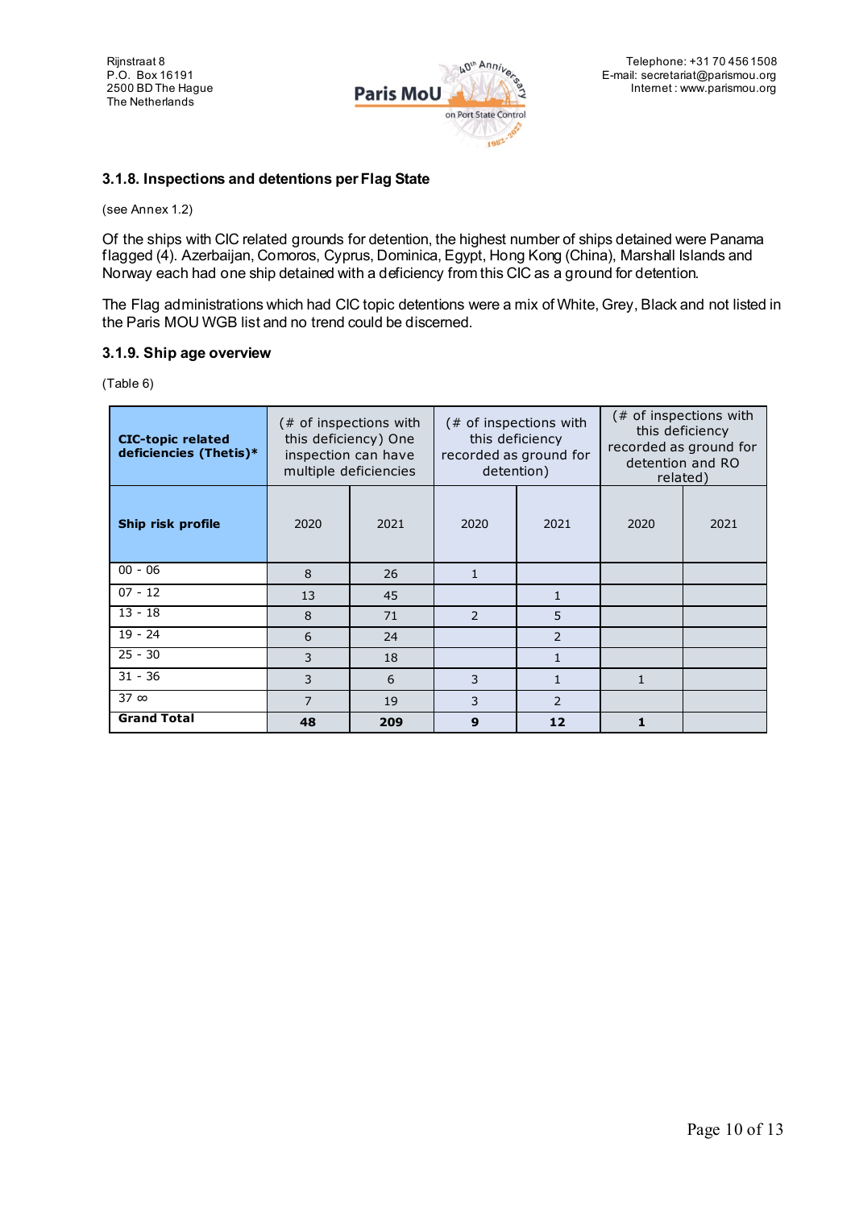### 3.1.8. Inspections and detentions per Flag State

(see Annex 1.2)

Of the ships with CIC related grounds for detention, the highest number of ships detained were Panama flagged (4). Azerbaijan, Comoros, Cyprus, Dominica, Egypt, Hong Kong (China), Marshall Islands and Norway each had one ship detained with a deficiency from this CIC as a ground for detention.

The Flag administrations which had CIC topic detentions were a mix of White, Grey, Black and not listed in the Paris MOU WGB list and no trend could be discerned.

### 3.1.9. Ship age overview

(Table 6)

| CIC-topic related deficiencies (Thetis)* | (# of inspections with this deficiency) One inspection can have multiple deficiencies | | (# of inspections with this deficiency recorded as ground for detention) | | (# of inspections with this deficiency recorded as ground for detention and RO related) | |
|---|---|---|---|---|---|---|
| **Ship risk profile** | 2020 | 2021 | 2020 | 2021 | 2020 | 2021 |
| 00 - 06 | 8 | 26 | 1 | | | |
| 07 - 12 | 13 | 45 | | 1 | | |
| 13 - 18 | 8 | 71 | 2 | 5 | | |
| 19 - 24 | 6 | 24 | | 2 | | |
| 25 - 30 | 3 | 18 | | 1 | | |
| 31 - 36 | 3 | 6 | 3 | 1 | 1 | |
| 37 ∞ | 7 | 19 | 3 | 2 | | |
| **Grand Total** | **48** | **209** | **9** | **12** | **1** | |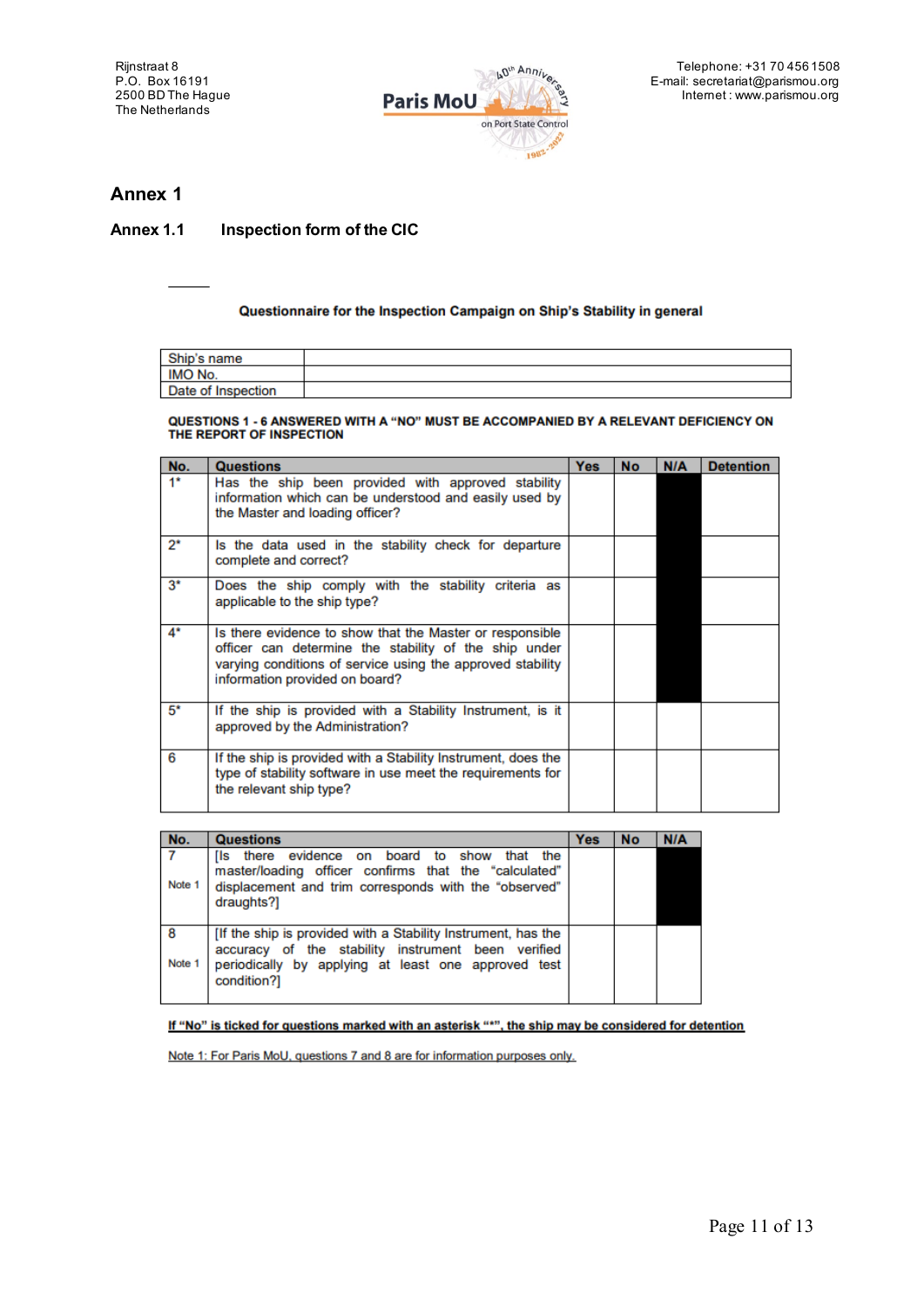# Annex 1

## Annex 1.1 Inspection form of the CIC

### Questionnaire for the Inspection Campaign on Ship's Stability in general

| Ship's name | |
|---|---|
| IMO No. | |
| Date of Inspection | |

**QUESTIONS 1 - 6 ANSWERED WITH A "NO" MUST BE ACCOMPANIED BY A RELEVANT DEFICIENCY ON THE REPORT OF INSPECTION**

| No. | Questions | Yes | No | N/A | Detention |
|---|---|---|---|---|---|
| 1* | Has the ship been provided with approved stability information which can be understood and easily used by the Master and loading officer? | | | | |
| 2* | Is the data used in the stability check for departure complete and correct? | | | | |
| 3* | Does the ship comply with the stability criteria as applicable to the ship type? | | | | |
| 4* | Is there evidence to show that the Master or responsible officer can determine the stability of the ship under varying conditions of service using the approved stability information provided on board? | | | | |
| 5* | If the ship is provided with a Stability Instrument, is it approved by the Administration? | | | | |
| 6 | If the ship is provided with a Stability Instrument, does the type of stability software in use meet the requirements for the relevant ship type? | | | | |

| No. | Questions | Yes | No | N/A |
|---|---|---|---|---|
| 7<br>Note 1 | [Is there evidence on board to show that the master/loading officer confirms that the "calculated" displacement and trim corresponds with the "observed" draughts?] | | | |
| 8<br>Note 1 | [If the ship is provided with a Stability Instrument, has the accuracy of the stability instrument been verified periodically by applying at least one approved test condition?] | | | |

If "No" is ticked for questions marked with an asterisk "*", the ship may be considered for detention

Note 1: For Paris MoU, questions 7 and 8 are for information purposes only.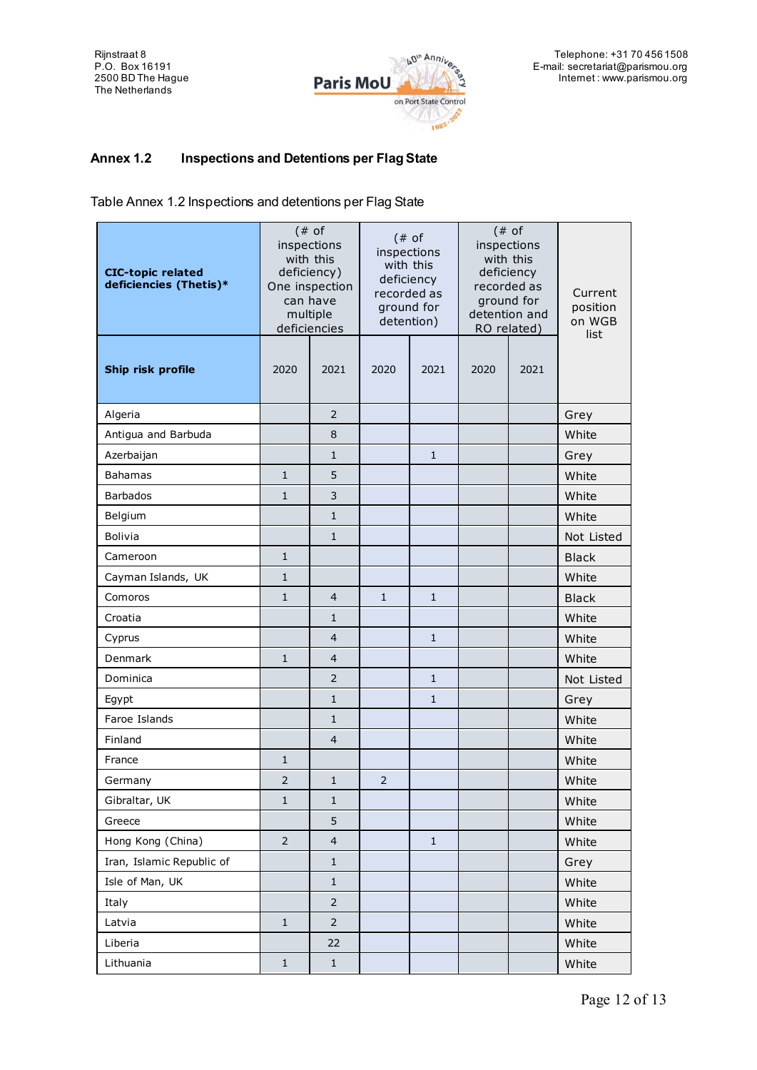## Annex 1.2 Inspections and Detentions per Flag State

Table Annex 1.2 Inspections and detentions per Flag State

| CIC-topic related deficiencies (Thetis)* | (# of inspections with this deficiency) One inspection can have multiple deficiencies | | (# of inspections with this deficiency recorded as ground for detention) | | (# of inspections with this deficiency recorded as ground for detention and RO related) | | Current position on WGB list |
|---|---|---|---|---|---|---|---|
| Ship risk profile | 2020 | 2021 | 2020 | 2021 | 2020 | 2021 | |
| Algeria | | 2 | | | | | Grey |
| Antigua and Barbuda | | 8 | | | | | White |
| Azerbaijan | | 1 | | 1 | | | Grey |
| Bahamas | 1 | 5 | | | | | White |
| Barbados | 1 | 3 | | | | | White |
| Belgium | | 1 | | | | | White |
| Bolivia | | 1 | | | | | Not Listed |
| Cameroon | 1 | | | | | | Black |
| Cayman Islands, UK | 1 | | | | | | White |
| Comoros | 1 | 4 | 1 | 1 | | | Black |
| Croatia | | 1 | | | | | White |
| Cyprus | | 4 | | 1 | | | White |
| Denmark | 1 | 4 | | | | | White |
| Dominica | | 2 | | 1 | | | Not Listed |
| Egypt | | 1 | | 1 | | | Grey |
| Faroe Islands | | 1 | | | | | White |
| Finland | | 4 | | | | | White |
| France | 1 | | | | | | White |
| Germany | 2 | 1 | 2 | | | | White |
| Gibraltar, UK | 1 | 1 | | | | | White |
| Greece | | 5 | | | | | White |
| Hong Kong (China) | 2 | 4 | | 1 | | | White |
| Iran, Islamic Republic of | | 1 | | | | | Grey |
| Isle of Man, UK | | 1 | | | | | White |
| Italy | | 2 | | | | | White |
| Latvia | 1 | 2 | | | | | White |
| Liberia | | 22 | | | | | White |
| Lithuania | 1 | 1 | | | | | White |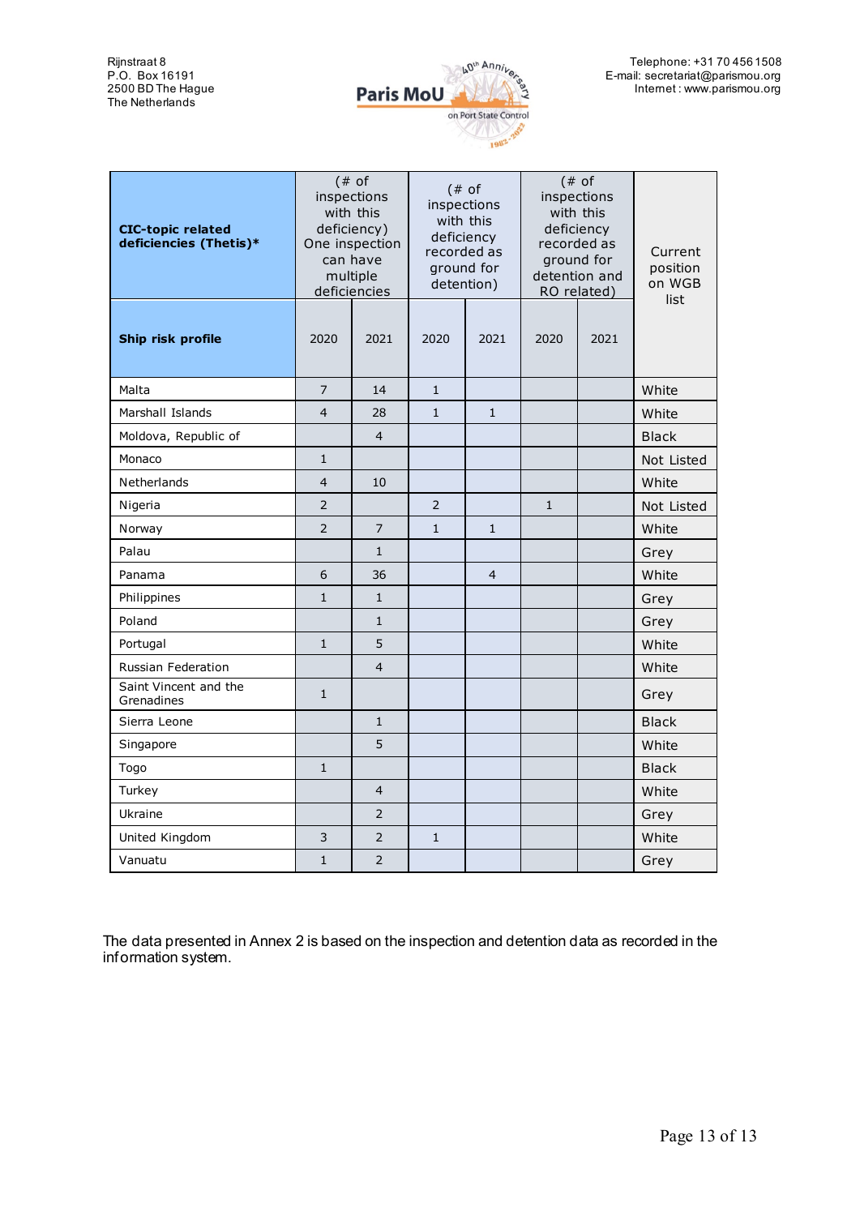| CIC-topic related deficiencies (Thetis)* | (# of inspections with this deficiency) One inspection can have multiple deficiencies | | (# of inspections with this deficiency recorded as ground for detention) | | (# of inspections with this deficiency recorded as ground for detention and RO related) | | Current position on WGB list |
|---|---|---|---|---|---|---|---|
| **Ship risk profile** | 2020 | 2021 | 2020 | 2021 | 2020 | 2021 | |
| Malta | 7 | 14 | 1 | | | | White |
| Marshall Islands | 4 | 28 | 1 | 1 | | | White |
| Moldova, Republic of | | 4 | | | | | Black |
| Monaco | 1 | | | | | | Not Listed |
| Netherlands | 4 | 10 | | | | | White |
| Nigeria | 2 | | 2 | | 1 | | Not Listed |
| Norway | 2 | 7 | 1 | 1 | | | White |
| Palau | | 1 | | | | | Grey |
| Panama | 6 | 36 | | 4 | | | White |
| Philippines | 1 | 1 | | | | | Grey |
| Poland | | 1 | | | | | Grey |
| Portugal | 1 | 5 | | | | | White |
| Russian Federation | | 4 | | | | | White |
| Saint Vincent and the Grenadines | 1 | | | | | | Grey |
| Sierra Leone | | 1 | | | | | Black |
| Singapore | | 5 | | | | | White |
| Togo | 1 | | | | | | Black |
| Turkey | | 4 | | | | | White |
| Ukraine | | 2 | | | | | Grey |
| United Kingdom | 3 | 2 | 1 | | | | White |
| Vanuatu | 1 | 2 | | | | | Grey |

The data presented in Annex 2 is based on the inspection and detention data as recorded in the information system.